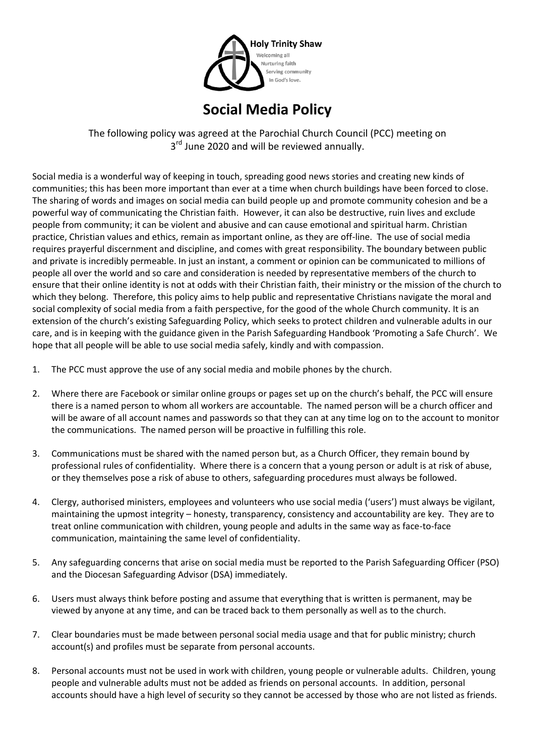Holy Trinity Shaw

Welcoming all
Nurturing faith
Serving community
In God's love.

# Social Media Policy

The following policy was agreed at the Parochial Church Council (PCC) meeting on 3rd June 2020 and will be reviewed annually.

Social media is a wonderful way of keeping in touch, spreading good news stories and creating new kinds of communities; this has been more important than ever at a time when church buildings have been forced to close. The sharing of words and images on social media can build people up and promote community cohesion and be a powerful way of communicating the Christian faith. However, it can also be destructive, ruin lives and exclude people from community; it can be violent and abusive and can cause emotional and spiritual harm. Christian practice, Christian values and ethics, remain as important online, as they are off-line. The use of social media requires prayerful discernment and discipline, and comes with great responsibility. The boundary between public and private is incredibly permeable. In just an instant, a comment or opinion can be communicated to millions of people all over the world and so care and consideration is needed by representative members of the church to ensure that their online identity is not at odds with their Christian faith, their ministry or the mission of the church to which they belong. Therefore, this policy aims to help public and representative Christians navigate the moral and social complexity of social media from a faith perspective, for the good of the whole Church community. It is an extension of the church's existing Safeguarding Policy, which seeks to protect children and vulnerable adults in our care, and is in keeping with the guidance given in the Parish Safeguarding Handbook 'Promoting a Safe Church'. We hope that all people will be able to use social media safely, kindly and with compassion.

1. The PCC must approve the use of any social media and mobile phones by the church.

2. Where there are Facebook or similar online groups or pages set up on the church's behalf, the PCC will ensure there is a named person to whom all workers are accountable. The named person will be a church officer and will be aware of all account names and passwords so that they can at any time log on to the account to monitor the communications. The named person will be proactive in fulfilling this role.

3. Communications must be shared with the named person but, as a Church Officer, they remain bound by professional rules of confidentiality. Where there is a concern that a young person or adult is at risk of abuse, or they themselves pose a risk of abuse to others, safeguarding procedures must always be followed.

4. Clergy, authorised ministers, employees and volunteers who use social media ('users') must always be vigilant, maintaining the upmost integrity – honesty, transparency, consistency and accountability are key. They are to treat online communication with children, young people and adults in the same way as face-to-face communication, maintaining the same level of confidentiality.

5. Any safeguarding concerns that arise on social media must be reported to the Parish Safeguarding Officer (PSO) and the Diocesan Safeguarding Advisor (DSA) immediately.

6. Users must always think before posting and assume that everything that is written is permanent, may be viewed by anyone at any time, and can be traced back to them personally as well as to the church.

7. Clear boundaries must be made between personal social media usage and that for public ministry; church account(s) and profiles must be separate from personal accounts.

8. Personal accounts must not be used in work with children, young people or vulnerable adults. Children, young people and vulnerable adults must not be added as friends on personal accounts. In addition, personal accounts should have a high level of security so they cannot be accessed by those who are not listed as friends.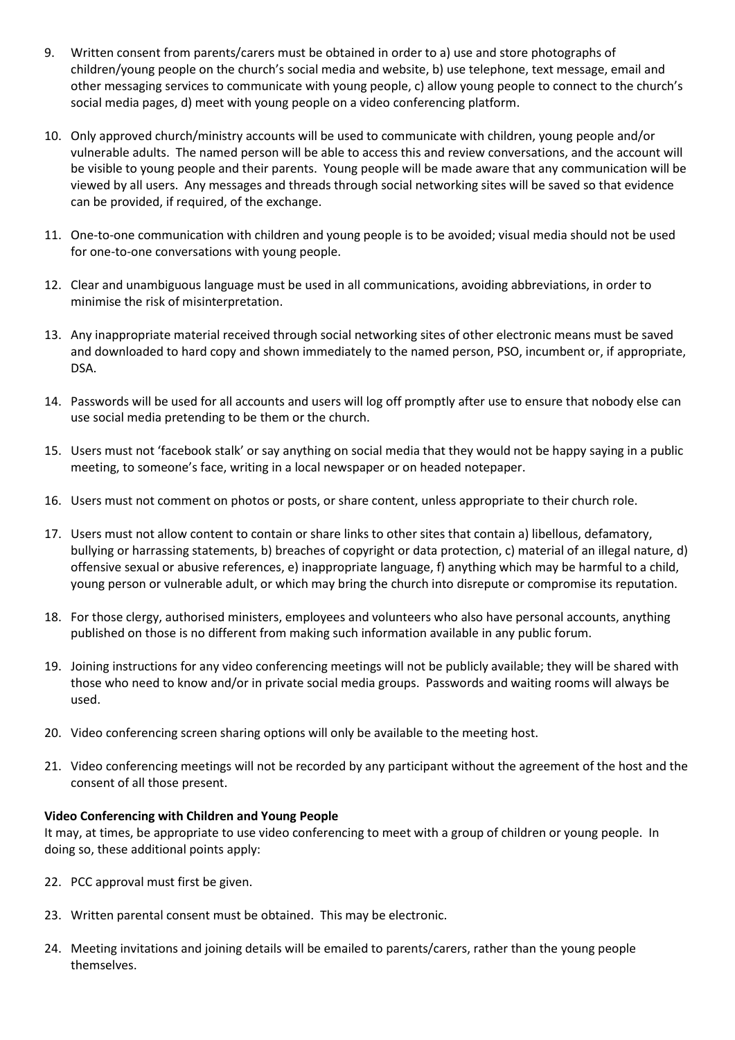9. Written consent from parents/carers must be obtained in order to a) use and store photographs of children/young people on the church's social media and website, b) use telephone, text message, email and other messaging services to communicate with young people, c) allow young people to connect to the church's social media pages, d) meet with young people on a video conferencing platform.

10. Only approved church/ministry accounts will be used to communicate with children, young people and/or vulnerable adults. The named person will be able to access this and review conversations, and the account will be visible to young people and their parents. Young people will be made aware that any communication will be viewed by all users. Any messages and threads through social networking sites will be saved so that evidence can be provided, if required, of the exchange.

11. One-to-one communication with children and young people is to be avoided; visual media should not be used for one-to-one conversations with young people.

12. Clear and unambiguous language must be used in all communications, avoiding abbreviations, in order to minimise the risk of misinterpretation.

13. Any inappropriate material received through social networking sites of other electronic means must be saved and downloaded to hard copy and shown immediately to the named person, PSO, incumbent or, if appropriate, DSA.

14. Passwords will be used for all accounts and users will log off promptly after use to ensure that nobody else can use social media pretending to be them or the church.

15. Users must not 'facebook stalk' or say anything on social media that they would not be happy saying in a public meeting, to someone's face, writing in a local newspaper or on headed notepaper.

16. Users must not comment on photos or posts, or share content, unless appropriate to their church role.

17. Users must not allow content to contain or share links to other sites that contain a) libellous, defamatory, bullying or harrassing statements, b) breaches of copyright or data protection, c) material of an illegal nature, d) offensive sexual or abusive references, e) inappropriate language, f) anything which may be harmful to a child, young person or vulnerable adult, or which may bring the church into disrepute or compromise its reputation.

18. For those clergy, authorised ministers, employees and volunteers who also have personal accounts, anything published on those is no different from making such information available in any public forum.

19. Joining instructions for any video conferencing meetings will not be publicly available; they will be shared with those who need to know and/or in private social media groups. Passwords and waiting rooms will always be used.

20. Video conferencing screen sharing options will only be available to the meeting host.

21. Video conferencing meetings will not be recorded by any participant without the agreement of the host and the consent of all those present.

**Video Conferencing with Children and Young People**

It may, at times, be appropriate to use video conferencing to meet with a group of children or young people. In doing so, these additional points apply:

22. PCC approval must first be given.

23. Written parental consent must be obtained. This may be electronic.

24. Meeting invitations and joining details will be emailed to parents/carers, rather than the young people themselves.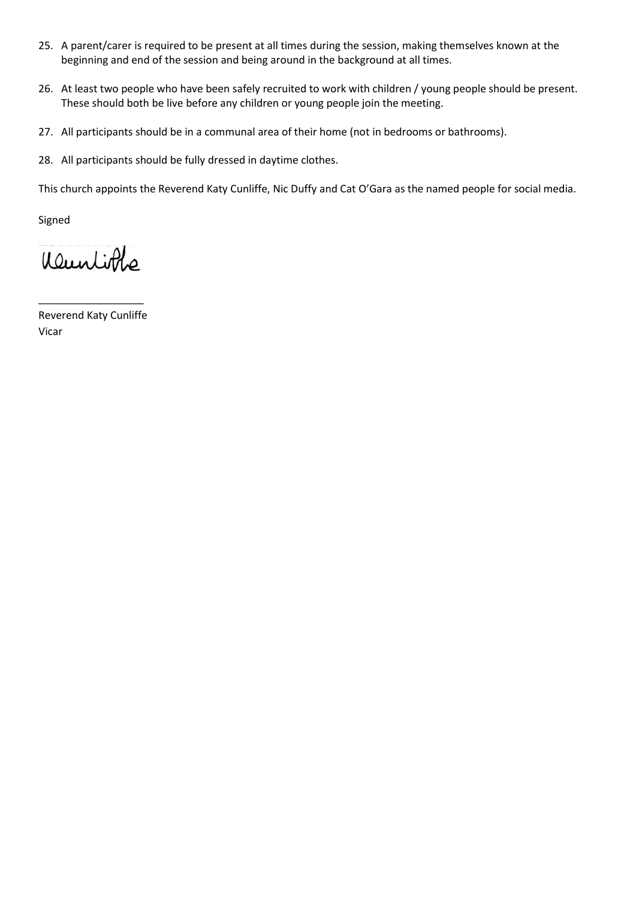25. A parent/carer is required to be present at all times during the session, making themselves known at the beginning and end of the session and being around in the background at all times.

26. At least two people who have been safely recruited to work with children / young people should be present. These should both be live before any children or young people join the meeting.

27. All participants should be in a communal area of their home (not in bedrooms or bathrooms).

28. All participants should be fully dressed in daytime clothes.

This church appoints the Reverend Katy Cunliffe, Nic Duffy and Cat O'Gara as the named people for social media.

Signed

KCunliffe

\_\_\_\_\_\_\_\_\_\_\_\_\_\_\_\_\_\_

Reverend Katy Cunliffe
Vicar